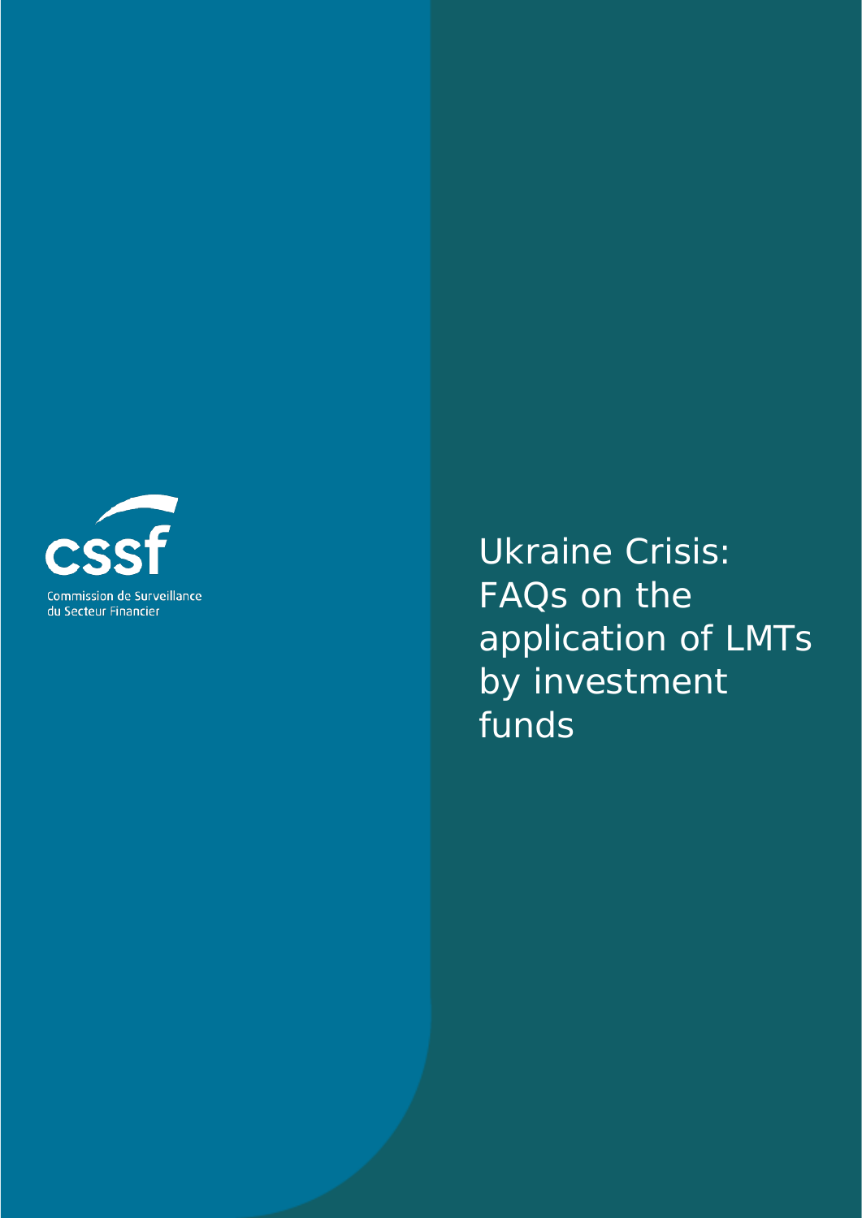Commission de Surveillance du Secteur Financier

# Ukraine Crisis: FAQs on the application of LMTs by investment funds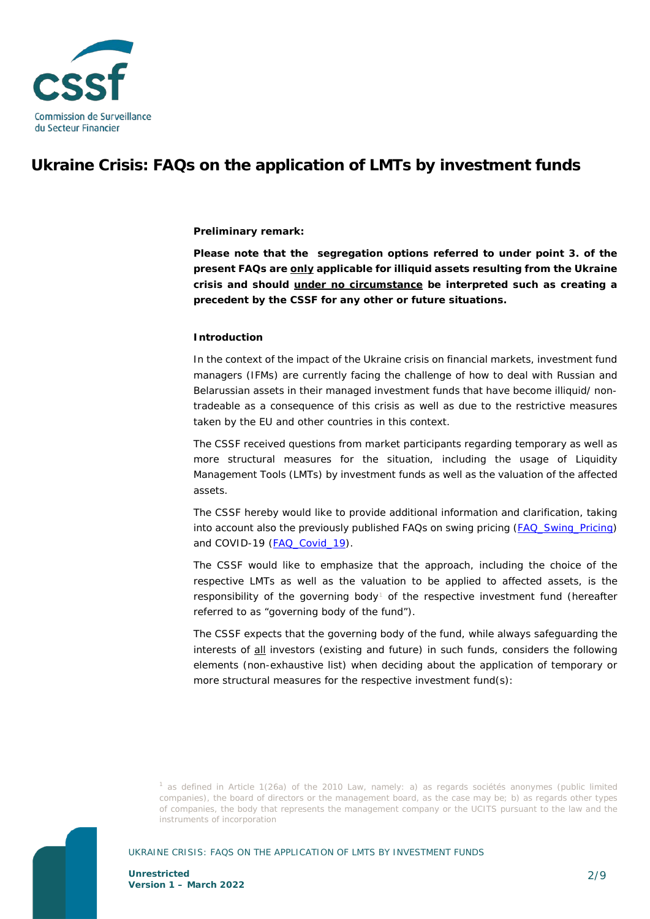# Ukraine Crisis: FAQs on the application of LMTs by investment funds

**Preliminary remark:**

**Please note that the segregation options referred to under point 3. of the present FAQs are <u>only</u> applicable for illiquid assets resulting from the Ukraine crisis and should <u>under no circumstance</u> be interpreted such as creating a precedent by the CSSF for any other or future situations.**

**Introduction**

In the context of the impact of the Ukraine crisis on financial markets, investment fund managers (IFMs) are currently facing the challenge of how to deal with Russian and Belarussian assets in their managed investment funds that have become illiquid/ non-tradeable as a consequence of this crisis as well as due to the restrictive measures taken by the EU and other countries in this context.

The CSSF received questions from market participants regarding temporary as well as more structural measures for the situation, including the usage of Liquidity Management Tools (LMTs) by investment funds as well as the valuation of the affected assets.

The CSSF hereby would like to provide additional information and clarification, taking into account also the previously published FAQs on swing pricing (FAQ_Swing_Pricing) and COVID-19 (FAQ_Covid_19).

The CSSF would like to emphasize that the approach, including the choice of the respective LMTs as well as the valuation to be applied to affected assets, is the responsibility of the governing body[1] of the respective investment fund (hereafter referred to as "governing body of the fund").

The CSSF expects that the governing body of the fund, while always safeguarding the interests of <u>all</u> investors (existing and future) in such funds, considers the following elements (non-exhaustive list) when deciding about the application of temporary or more structural measures for the respective investment fund(s):

[1] as defined in Article 1(26a) of the 2010 Law, namely: a) as regards sociétés anonymes (public limited companies), the board of directors or the management board, as the case may be; b) as regards other types of companies, the body that represents the management company or the UCITS pursuant to the law and the instruments of incorporation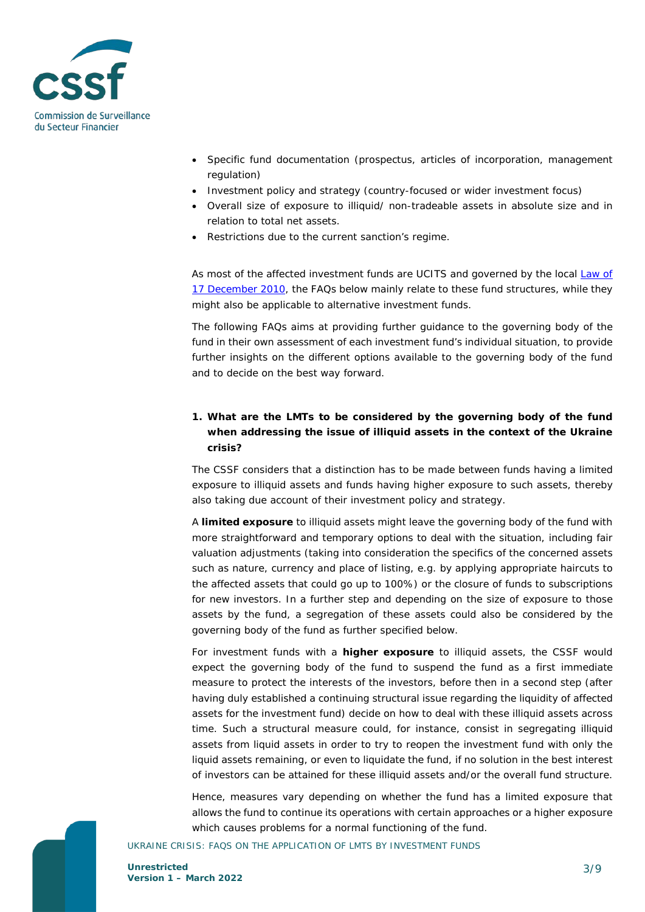- Specific fund documentation (prospectus, articles of incorporation, management regulation)
- Investment policy and strategy (country-focused or wider investment focus)
- Overall size of exposure to illiquid/ non-tradeable assets in absolute size and in relation to total net assets.
- Restrictions due to the current sanction's regime.

As most of the affected investment funds are UCITS and governed by the local Law of 17 December 2010, the FAQs below mainly relate to these fund structures, while they might also be applicable to alternative investment funds.

The following FAQs aims at providing further guidance to the governing body of the fund in their own assessment of each investment fund's individual situation, to provide further insights on the different options available to the governing body of the fund and to decide on the best way forward.

## 1. What are the LMTs to be considered by the governing body of the fund when addressing the issue of illiquid assets in the context of the Ukraine crisis?

The CSSF considers that a distinction has to be made between funds having a limited exposure to illiquid assets and funds having higher exposure to such assets, thereby also taking due account of their investment policy and strategy.

A **limited exposure** to illiquid assets might leave the governing body of the fund with more straightforward and temporary options to deal with the situation, including fair valuation adjustments (taking into consideration the specifics of the concerned assets such as nature, currency and place of listing, e.g. by applying appropriate haircuts to the affected assets that could go up to 100%) or the closure of funds to subscriptions for new investors. In a further step and depending on the size of exposure to those assets by the fund, a segregation of these assets could also be considered by the governing body of the fund as further specified below.

For investment funds with a **higher exposure** to illiquid assets, the CSSF would expect the governing body of the fund to suspend the fund as a first immediate measure to protect the interests of the investors, before then in a second step (after having duly established a continuing structural issue regarding the liquidity of affected assets for the investment fund) decide on how to deal with these illiquid assets across time. Such a structural measure could, for instance, consist in segregating illiquid assets from liquid assets in order to try to reopen the investment fund with only the liquid assets remaining, or even to liquidate the fund, if no solution in the best interest of investors can be attained for these illiquid assets and/or the overall fund structure.

Hence, measures vary depending on whether the fund has a limited exposure that allows the fund to continue its operations with certain approaches or a higher exposure which causes problems for a normal functioning of the fund.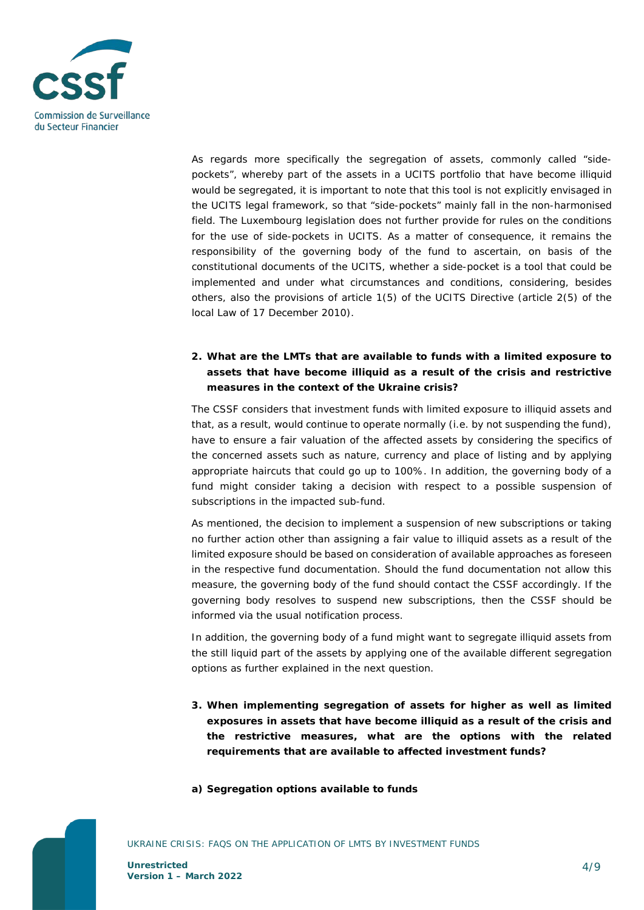As regards more specifically the segregation of assets, commonly called "side-pockets", whereby part of the assets in a UCITS portfolio that have become illiquid would be segregated, it is important to note that this tool is not explicitly envisaged in the UCITS legal framework, so that "side-pockets" mainly fall in the non-harmonised field. The Luxembourg legislation does not further provide for rules on the conditions for the use of side-pockets in UCITS. As a matter of consequence, it remains the responsibility of the governing body of the fund to ascertain, on basis of the constitutional documents of the UCITS, whether a side-pocket is a tool that could be implemented and under what circumstances and conditions, considering, besides others, also the provisions of article 1(5) of the UCITS Directive (article 2(5) of the local Law of 17 December 2010).

**2. What are the LMTs that are available to funds with a limited exposure to assets that have become illiquid as a result of the crisis and restrictive measures in the context of the Ukraine crisis?**

The CSSF considers that investment funds with limited exposure to illiquid assets and that, as a result, would continue to operate normally (i.e. by not suspending the fund), have to ensure a fair valuation of the affected assets by considering the specifics of the concerned assets such as nature, currency and place of listing and by applying appropriate haircuts that could go up to 100%. In addition, the governing body of a fund might consider taking a decision with respect to a possible suspension of subscriptions in the impacted sub-fund.

As mentioned, the decision to implement a suspension of new subscriptions or taking no further action other than assigning a fair value to illiquid assets as a result of the limited exposure should be based on consideration of available approaches as foreseen in the respective fund documentation. Should the fund documentation not allow this measure, the governing body of the fund should contact the CSSF accordingly. If the governing body resolves to suspend new subscriptions, then the CSSF should be informed via the usual notification process.

In addition, the governing body of a fund might want to segregate illiquid assets from the still liquid part of the assets by applying one of the available different segregation options as further explained in the next question.

**3. When implementing segregation of assets for higher as well as limited exposures in assets that have become illiquid as a result of the crisis and the restrictive measures, what are the options with the related requirements that are available to affected investment funds?**

**a) Segregation options available to funds**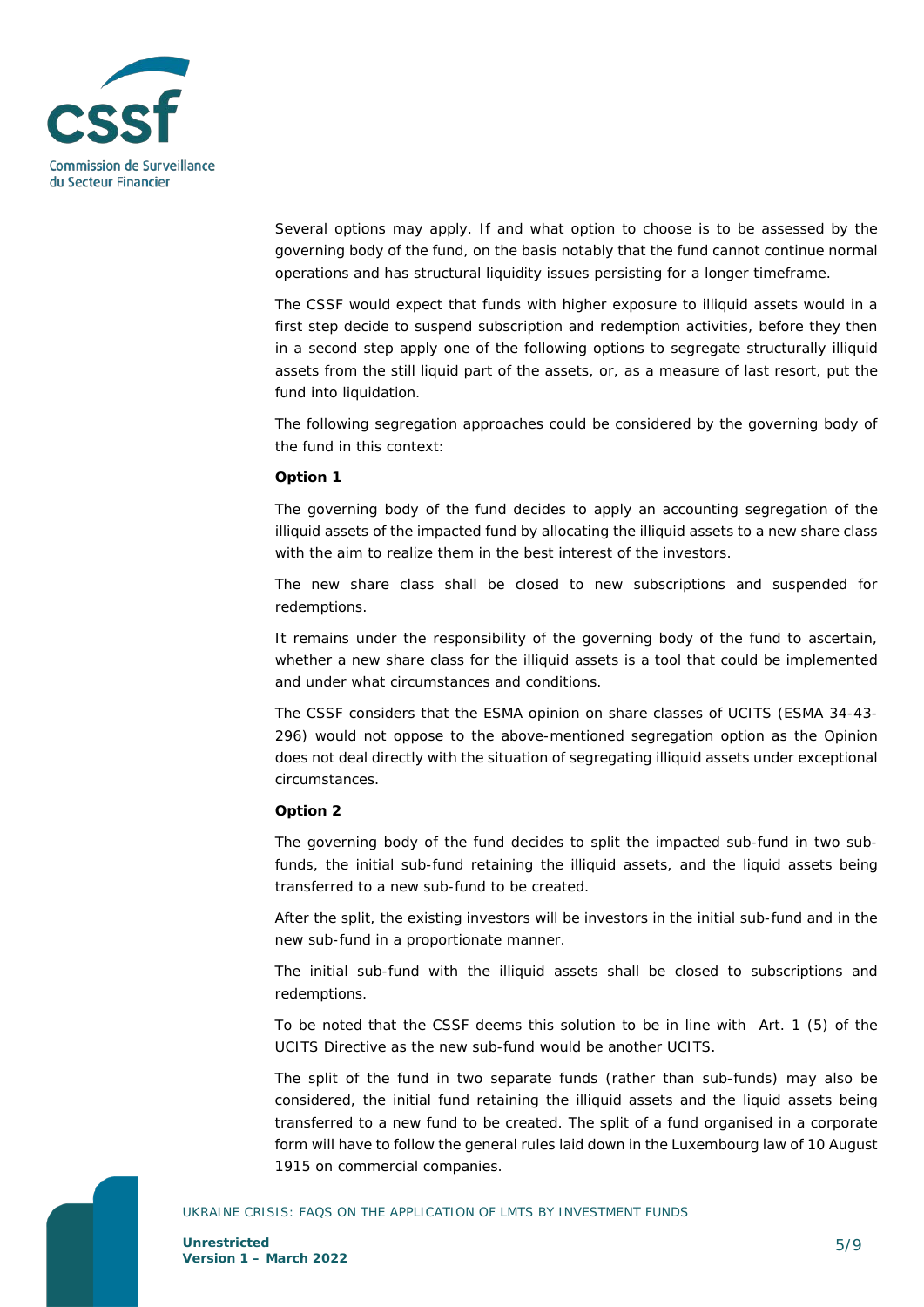Several options may apply. If and what option to choose is to be assessed by the governing body of the fund, on the basis notably that the fund cannot continue normal operations and has structural liquidity issues persisting for a longer timeframe.

The CSSF would expect that funds with higher exposure to illiquid assets would in a first step decide to suspend subscription and redemption activities, before they then in a second step apply one of the following options to segregate structurally illiquid assets from the still liquid part of the assets, or, as a measure of last resort, put the fund into liquidation.

The following segregation approaches could be considered by the governing body of the fund in this context:

**Option 1**

The governing body of the fund decides to apply an accounting segregation of the illiquid assets of the impacted fund by allocating the illiquid assets to a new share class with the aim to realize them in the best interest of the investors.

The new share class shall be closed to new subscriptions and suspended for redemptions.

It remains under the responsibility of the governing body of the fund to ascertain, whether a new share class for the illiquid assets is a tool that could be implemented and under what circumstances and conditions.

The CSSF considers that the ESMA opinion on share classes of UCITS (ESMA 34-43-296) would not oppose to the above-mentioned segregation option as the Opinion does not deal directly with the situation of segregating illiquid assets under exceptional circumstances.

**Option 2**

The governing body of the fund decides to split the impacted sub-fund in two sub-funds, the initial sub-fund retaining the illiquid assets, and the liquid assets being transferred to a new sub-fund to be created.

After the split, the existing investors will be investors in the initial sub-fund and in the new sub-fund in a proportionate manner.

The initial sub-fund with the illiquid assets shall be closed to subscriptions and redemptions.

To be noted that the CSSF deems this solution to be in line with Art. 1 (5) of the UCITS Directive as the new sub-fund would be another UCITS.

The split of the fund in two separate funds (rather than sub-funds) may also be considered, the initial fund retaining the illiquid assets and the liquid assets being transferred to a new fund to be created. The split of a fund organised in a corporate form will have to follow the general rules laid down in the Luxembourg law of 10 August 1915 on commercial companies.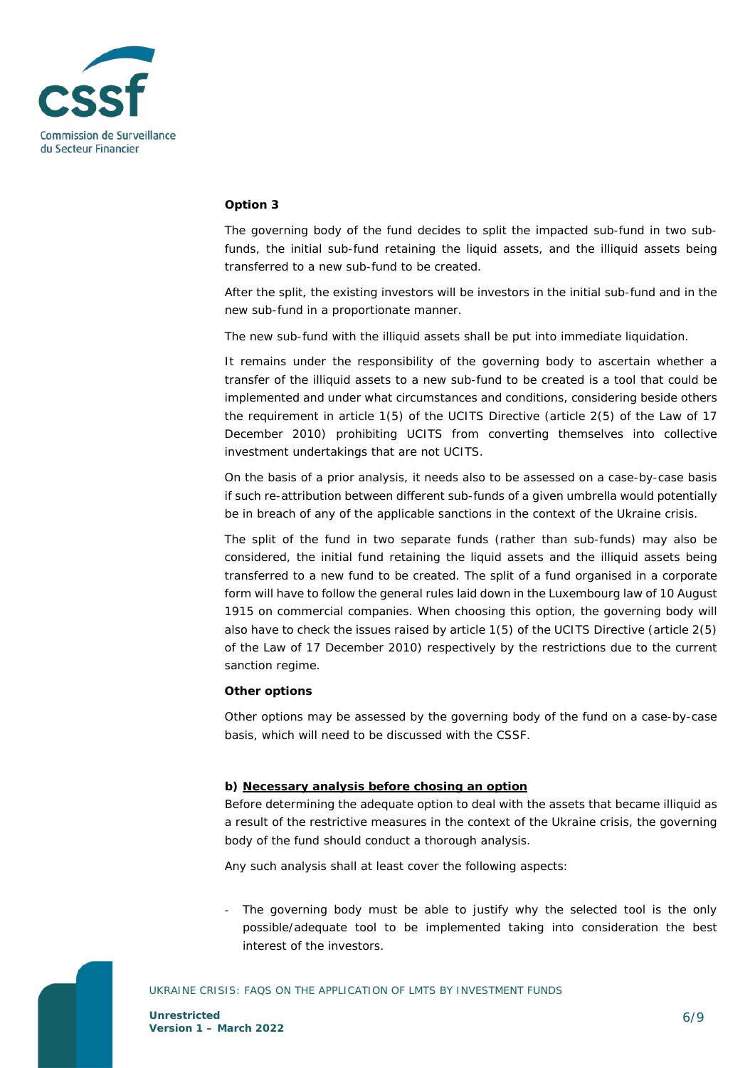**Option 3**

The governing body of the fund decides to split the impacted sub-fund in two sub-funds, the initial sub-fund retaining the liquid assets, and the illiquid assets being transferred to a new sub-fund to be created.

After the split, the existing investors will be investors in the initial sub-fund and in the new sub-fund in a proportionate manner.

The new sub-fund with the illiquid assets shall be put into immediate liquidation.

It remains under the responsibility of the governing body to ascertain whether a transfer of the illiquid assets to a new sub-fund to be created is a tool that could be implemented and under what circumstances and conditions, considering beside others the requirement in article 1(5) of the UCITS Directive (article 2(5) of the Law of 17 December 2010) prohibiting UCITS from converting themselves into collective investment undertakings that are not UCITS.

On the basis of a prior analysis, it needs also to be assessed on a case-by-case basis if such re-attribution between different sub-funds of a given umbrella would potentially be in breach of any of the applicable sanctions in the context of the Ukraine crisis.

The split of the fund in two separate funds (rather than sub-funds) may also be considered, the initial fund retaining the liquid assets and the illiquid assets being transferred to a new fund to be created. The split of a fund organised in a corporate form will have to follow the general rules laid down in the Luxembourg law of 10 August 1915 on commercial companies. When choosing this option, the governing body will also have to check the issues raised by article 1(5) of the UCITS Directive (article 2(5) of the Law of 17 December 2010) respectively by the restrictions due to the current sanction regime.

**Other options**

Other options may be assessed by the governing body of the fund on a case-by-case basis, which will need to be discussed with the CSSF.

**b) Necessary analysis before chosing an option**

Before determining the adequate option to deal with the assets that became illiquid as a result of the restrictive measures in the context of the Ukraine crisis, the governing body of the fund should conduct a thorough analysis.

Any such analysis shall at least cover the following aspects:

- The governing body must be able to justify why the selected tool is the only possible/adequate tool to be implemented taking into consideration the best interest of the investors.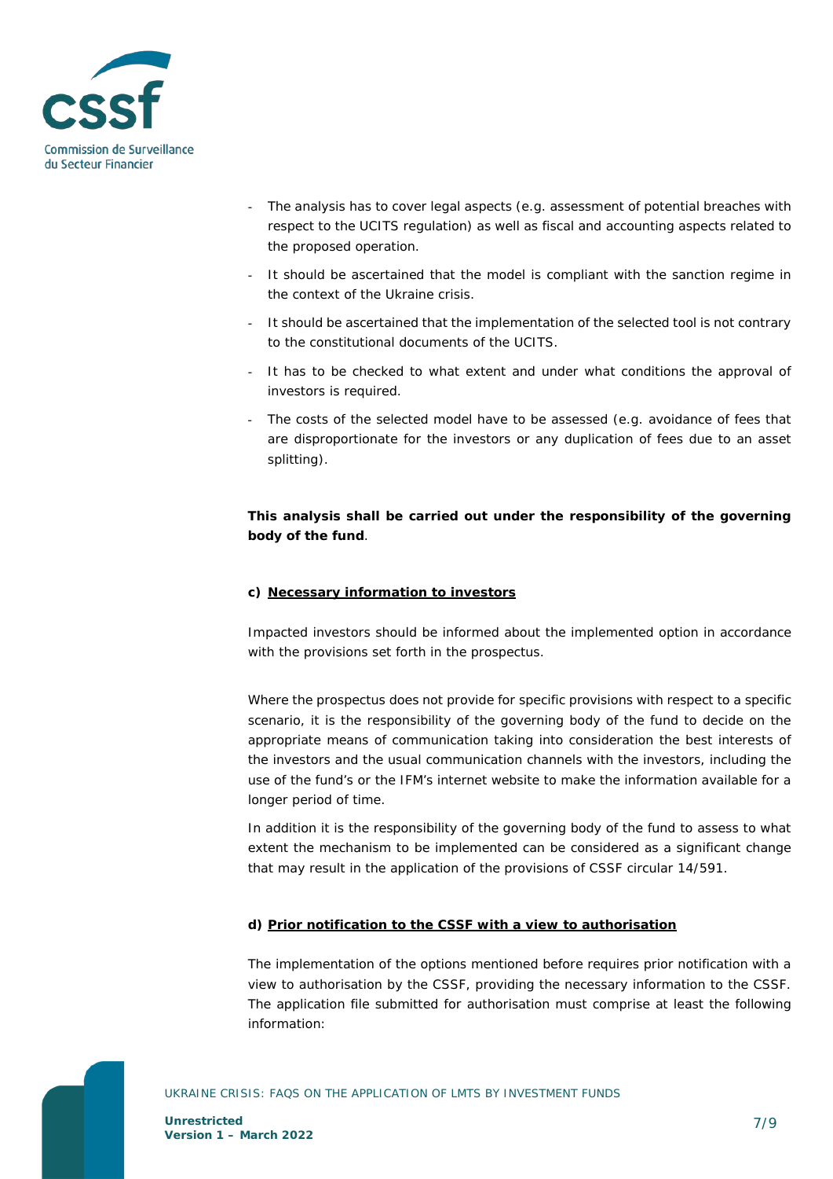- The analysis has to cover legal aspects (e.g. assessment of potential breaches with respect to the UCITS regulation) as well as fiscal and accounting aspects related to the proposed operation.
- It should be ascertained that the model is compliant with the sanction regime in the context of the Ukraine crisis.
- It should be ascertained that the implementation of the selected tool is not contrary to the constitutional documents of the UCITS.
- It has to be checked to what extent and under what conditions the approval of investors is required.
- The costs of the selected model have to be assessed (e.g. avoidance of fees that are disproportionate for the investors or any duplication of fees due to an asset splitting).

**This analysis shall be carried out under the responsibility of the governing body of the fund**.

#### c) <u>Necessary information to investors</u>

Impacted investors should be informed about the implemented option in accordance with the provisions set forth in the prospectus.

Where the prospectus does not provide for specific provisions with respect to a specific scenario, it is the responsibility of the governing body of the fund to decide on the appropriate means of communication taking into consideration the best interests of the investors and the usual communication channels with the investors, including the use of the fund's or the IFM's internet website to make the information available for a longer period of time.

In addition it is the responsibility of the governing body of the fund to assess to what extent the mechanism to be implemented can be considered as a significant change that may result in the application of the provisions of CSSF circular 14/591.

#### d) <u>Prior notification to the CSSF with a view to authorisation</u>

The implementation of the options mentioned before requires prior notification with a view to authorisation by the CSSF, providing the necessary information to the CSSF. The application file submitted for authorisation must comprise at least the following information: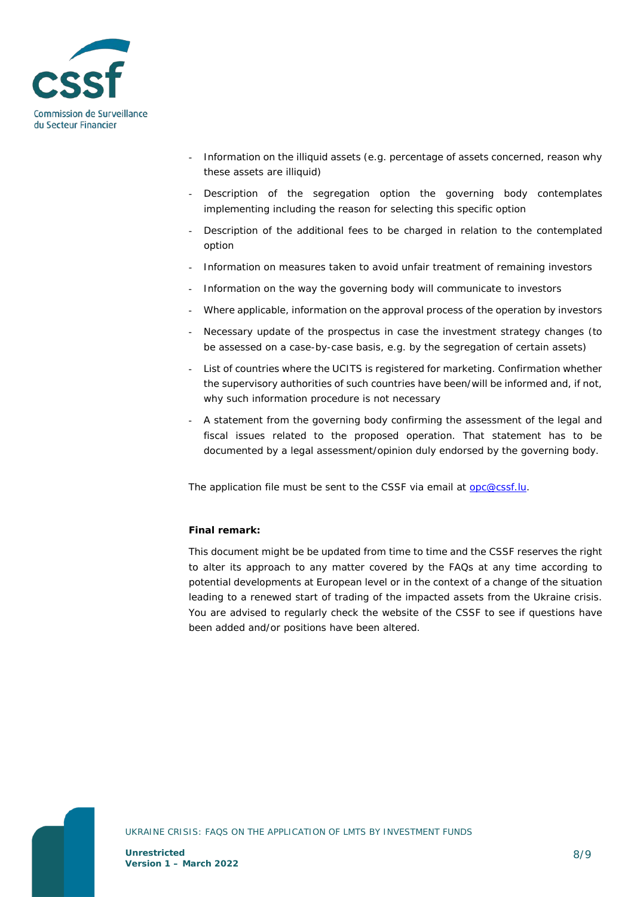- Information on the illiquid assets (e.g. percentage of assets concerned, reason why these assets are illiquid)
- Description of the segregation option the governing body contemplates implementing including the reason for selecting this specific option
- Description of the additional fees to be charged in relation to the contemplated option
- Information on measures taken to avoid unfair treatment of remaining investors
- Information on the way the governing body will communicate to investors
- Where applicable, information on the approval process of the operation by investors
- Necessary update of the prospectus in case the investment strategy changes (to be assessed on a case-by-case basis, e.g. by the segregation of certain assets)
- List of countries where the UCITS is registered for marketing. Confirmation whether the supervisory authorities of such countries have been/will be informed and, if not, why such information procedure is not necessary
- A statement from the governing body confirming the assessment of the legal and fiscal issues related to the proposed operation. That statement has to be documented by a legal assessment/opinion duly endorsed by the governing body.

The application file must be sent to the CSSF via email at opc@cssf.lu.

**Final remark:**

This document might be be updated from time to time and the CSSF reserves the right to alter its approach to any matter covered by the FAQs at any time according to potential developments at European level or in the context of a change of the situation leading to a renewed start of trading of the impacted assets from the Ukraine crisis. You are advised to regularly check the website of the CSSF to see if questions have been added and/or positions have been altered.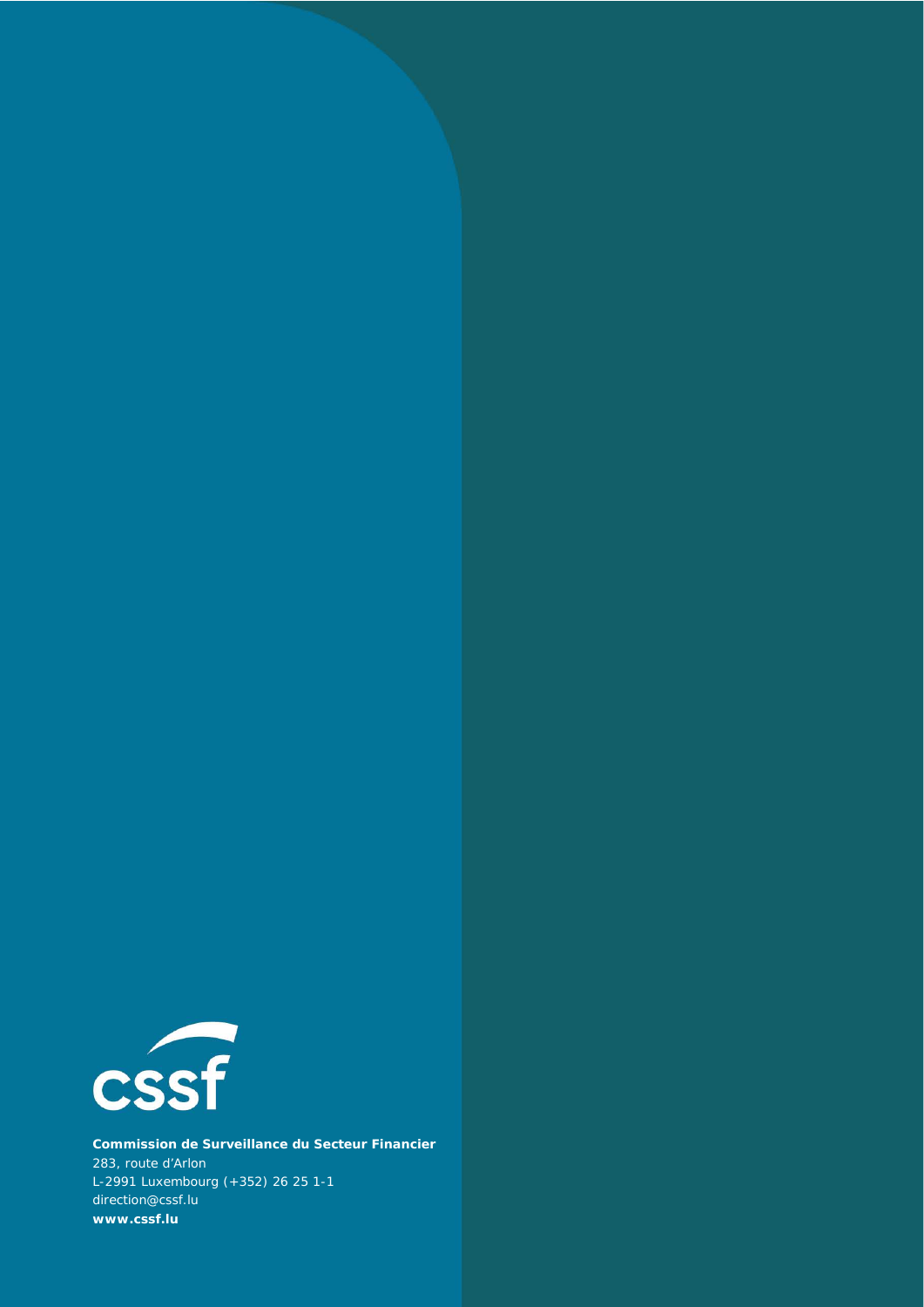**Commission de Surveillance du Secteur Financier**
283, route d'Arlon
L-2991 Luxembourg (+352) 26 25 1-1
direction@cssf.lu
**www.cssf.lu**